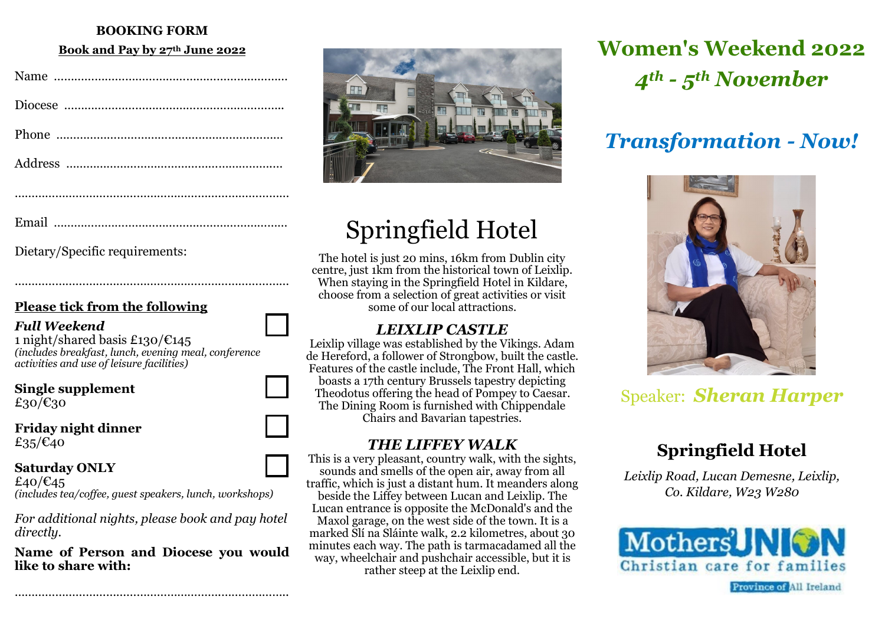**BOOKING FORM**

**Book and Pay by 27th June 2022**

Name ....................................................................

Diocese ................................................................

Phone ..................................................................

Address ...............................................................

.................................................................................

Email ....................................................................

Dietary/Specific requirements:

.................................................................................

**Please tick from the following**

***Full Weekend***
1 night/shared basis £130/€145
*(includes breakfast, lunch, evening meal, conference activities and use of leisure facilities)*

**Single supplement**
£30/€30

**Friday night dinner**
£35/€40

**Saturday ONLY**
£40/€45
*(includes tea/coffee, guest speakers, lunch, workshops)*

*For additional nights, please book and pay hotel directly.*

**Name of Person and Diocese you would like to share with:**

.................................................................................

# Springfield Hotel

The hotel is just 20 mins, 16km from Dublin city centre, just 1km from the historical town of Leixlip. When staying in the Springfield Hotel in Kildare, choose from a selection of great activities or visit some of our local attractions.

## *LEIXLIP CASTLE*

Leixlip village was established by the Vikings. Adam de Hereford, a follower of Strongbow, built the castle. Features of the castle include, The Front Hall, which boasts a 17th century Brussels tapestry depicting Theodotus offering the head of Pompey to Caesar. The Dining Room is furnished with Chippendale Chairs and Bavarian tapestries.

## *THE LIFFEY WALK*

This is a very pleasant, country walk, with the sights, sounds and smells of the open air, away from all traffic, which is just a distant hum. It meanders along beside the Liffey between Lucan and Leixlip. The Lucan entrance is opposite the McDonald's and the Maxol garage, on the west side of the town. It is a marked Slí na Sláinte walk, 2.2 kilometres, about 30 minutes each way. The path is tarmacadamed all the way, wheelchair and pushchair accessible, but it is rather steep at the Leixlip end.

# Women's Weekend 2022

## *4th - 5th November*

## *Transformation - Now!*

Speaker: ***Sheran Harper***

## Springfield Hotel

*Leixlip Road, Lucan Demesne, Leixlip, Co. Kildare, W23 W280*

Mothers' UNION
Christian care for families
Province of All Ireland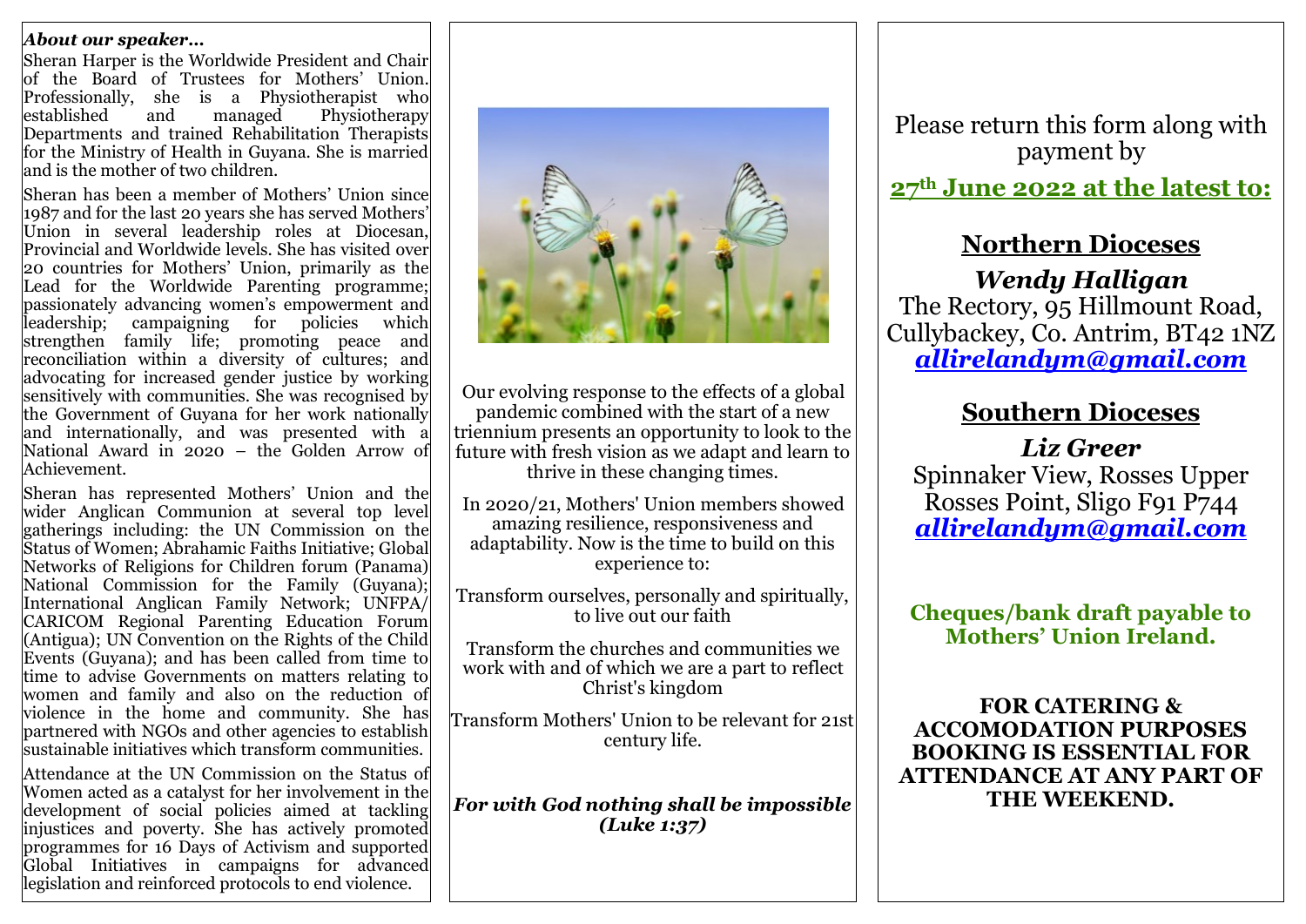***About our speaker…***

Sheran Harper is the Worldwide President and Chair of the Board of Trustees for Mothers' Union. Professionally, she is a Physiotherapist who established and managed Physiotherapy Departments and trained Rehabilitation Therapists for the Ministry of Health in Guyana. She is married and is the mother of two children.

Sheran has been a member of Mothers' Union since 1987 and for the last 20 years she has served Mothers' Union in several leadership roles at Diocesan, Provincial and Worldwide levels. She has visited over 20 countries for Mothers' Union, primarily as the Lead for the Worldwide Parenting programme; passionately advancing women's empowerment and leadership; campaigning for policies which strengthen family life; promoting peace and reconciliation within a diversity of cultures; and advocating for increased gender justice by working sensitively with communities. She was recognised by the Government of Guyana for her work nationally and internationally, and was presented with a National Award in 2020 – the Golden Arrow of Achievement.

Sheran has represented Mothers' Union and the wider Anglican Communion at several top level gatherings including: the UN Commission on the Status of Women; Abrahamic Faiths Initiative; Global Networks of Religions for Children forum (Panama) National Commission for the Family (Guyana); International Anglican Family Network; UNFPA/ CARICOM Regional Parenting Education Forum (Antigua); UN Convention on the Rights of the Child Events (Guyana); and has been called from time to time to advise Governments on matters relating to women and family and also on the reduction of violence in the home and community. She has partnered with NGOs and other agencies to establish sustainable initiatives which transform communities.

Attendance at the UN Commission on the Status of Women acted as a catalyst for her involvement in the development of social policies aimed at tackling injustices and poverty. She has actively promoted programmes for 16 Days of Activism and supported Global Initiatives in campaigns for advanced legislation and reinforced protocols to end violence.

Our evolving response to the effects of a global pandemic combined with the start of a new triennium presents an opportunity to look to the future with fresh vision as we adapt and learn to thrive in these changing times.

In 2020/21, Mothers' Union members showed amazing resilience, responsiveness and adaptability. Now is the time to build on this experience to:

Transform ourselves, personally and spiritually, to live out our faith

Transform the churches and communities we work with and of which we are a part to reflect Christ's kingdom

Transform Mothers' Union to be relevant for 21st century life.

***For with God nothing shall be impossible (Luke 1:37)***

Please return this form along with payment by

**27th June 2022 at the latest to:**

## Northern Dioceses

***Wendy Halligan***

The Rectory, 95 Hillmount Road, Cullybackey, Co. Antrim, BT42 1NZ

***allirelandym@gmail.com***

## Southern Dioceses

***Liz Greer***

Spinnaker View, Rosses Upper Rosses Point, Sligo F91 P744

***allirelandym@gmail.com***

**Cheques/bank draft payable to Mothers' Union Ireland.**

**FOR CATERING & ACCOMODATION PURPOSES BOOKING IS ESSENTIAL FOR ATTENDANCE AT ANY PART OF THE WEEKEND.**